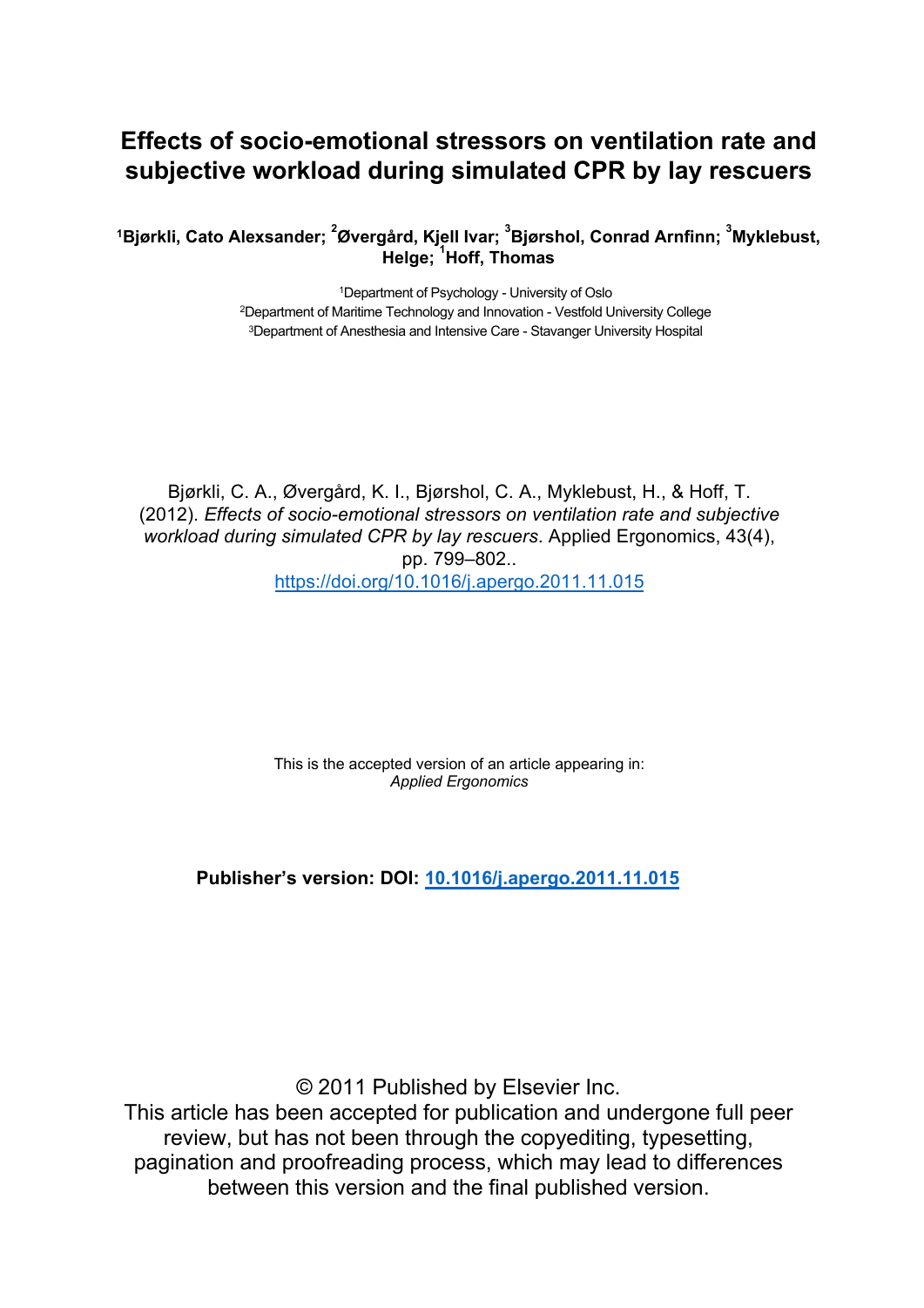# Effects of socio-emotional stressors on ventilation rate and subjective workload during simulated CPR by lay rescuers

**[1]Bjørkli, Cato Alexsander; [2]Øvergård, Kjell Ivar; [3]Bjørshol, Conrad Arnfinn; [3]Myklebust, Helge; [1]Hoff, Thomas**

[1]Department of Psychology - University of Oslo
[2]Department of Maritime Technology and Innovation - Vestfold University College
[3]Department of Anesthesia and Intensive Care - Stavanger University Hospital

Bjørkli, C. A., Øvergård, K. I., Bjørshol, C. A., Myklebust, H., & Hoff, T. (2012). *Effects of socio-emotional stressors on ventilation rate and subjective workload during simulated CPR by lay rescuers*. Applied Ergonomics, 43(4), pp. 799–802..
https://doi.org/10.1016/j.apergo.2011.11.015

This is the accepted version of an article appearing in:
*Applied Ergonomics*

**Publisher's version: DOI: 10.1016/j.apergo.2011.11.015**

© 2011 Published by Elsevier Inc.
This article has been accepted for publication and undergone full peer review, but has not been through the copyediting, typesetting, pagination and proofreading process, which may lead to differences between this version and the final published version.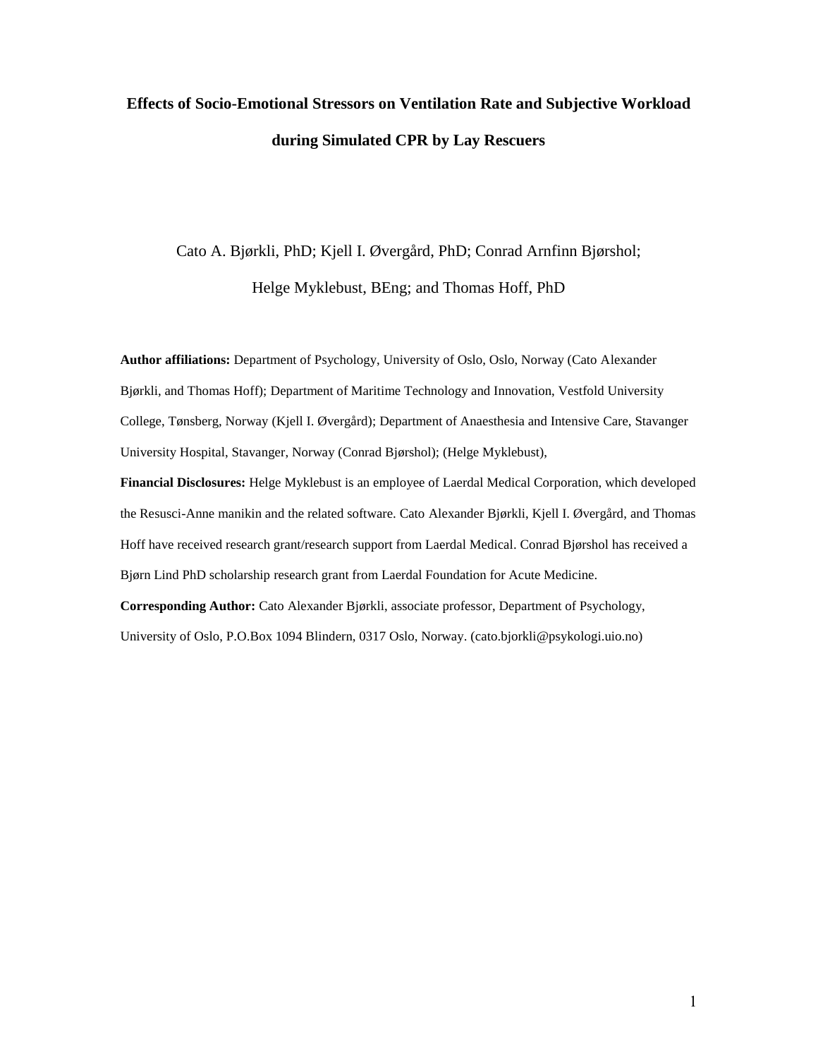# Effects of Socio-Emotional Stressors on Ventilation Rate and Subjective Workload during Simulated CPR by Lay Rescuers

Cato A. Bjørkli, PhD; Kjell I. Øvergård, PhD; Conrad Arnfinn Bjørshol; Helge Myklebust, BEng; and Thomas Hoff, PhD

**Author affiliations:** Department of Psychology, University of Oslo, Oslo, Norway (Cato Alexander Bjørkli, and Thomas Hoff); Department of Maritime Technology and Innovation, Vestfold University College, Tønsberg, Norway (Kjell I. Øvergård); Department of Anaesthesia and Intensive Care, Stavanger University Hospital, Stavanger, Norway (Conrad Bjørshol); (Helge Myklebust),

**Financial Disclosures:** Helge Myklebust is an employee of Laerdal Medical Corporation, which developed the Resusci-Anne manikin and the related software. Cato Alexander Bjørkli, Kjell I. Øvergård, and Thomas Hoff have received research grant/research support from Laerdal Medical. Conrad Bjørshol has received a Bjørn Lind PhD scholarship research grant from Laerdal Foundation for Acute Medicine.

**Corresponding Author:** Cato Alexander Bjørkli, associate professor, Department of Psychology, University of Oslo, P.O.Box 1094 Blindern, 0317 Oslo, Norway. (cato.bjorkli@psykologi.uio.no)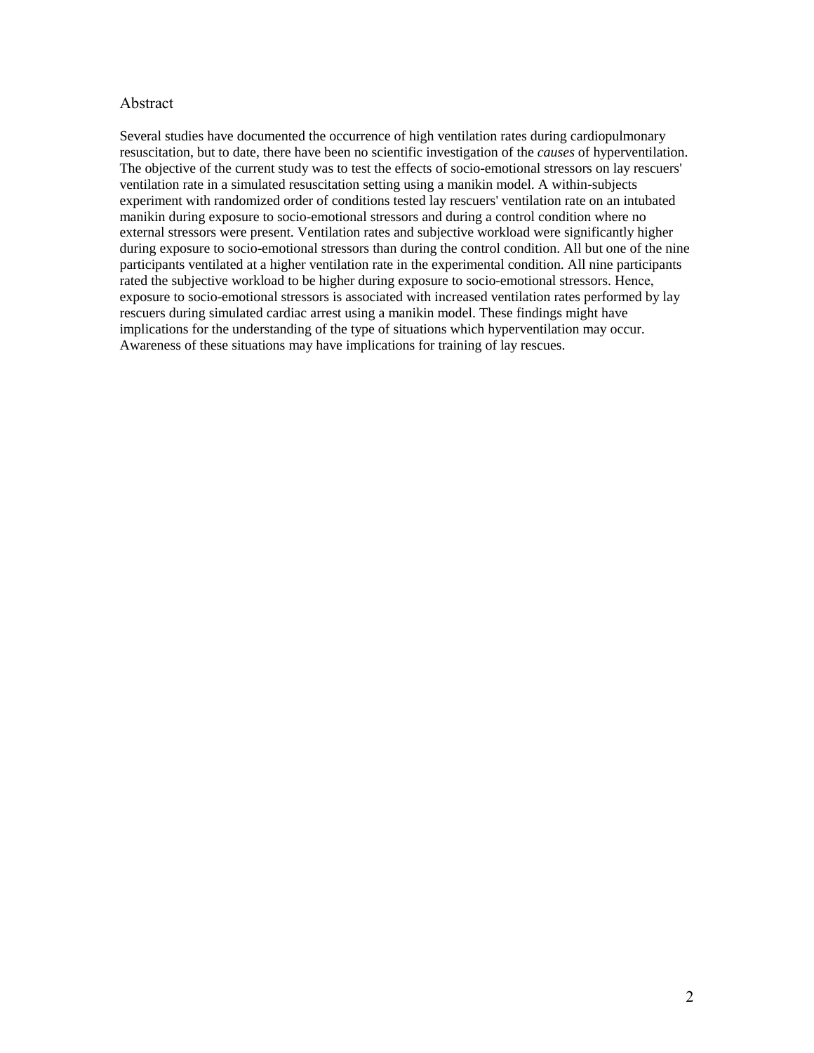## Abstract

Several studies have documented the occurrence of high ventilation rates during cardiopulmonary resuscitation, but to date, there have been no scientific investigation of the *causes* of hyperventilation. The objective of the current study was to test the effects of socio-emotional stressors on lay rescuers' ventilation rate in a simulated resuscitation setting using a manikin model. A within-subjects experiment with randomized order of conditions tested lay rescuers' ventilation rate on an intubated manikin during exposure to socio-emotional stressors and during a control condition where no external stressors were present. Ventilation rates and subjective workload were significantly higher during exposure to socio-emotional stressors than during the control condition. All but one of the nine participants ventilated at a higher ventilation rate in the experimental condition. All nine participants rated the subjective workload to be higher during exposure to socio-emotional stressors. Hence, exposure to socio-emotional stressors is associated with increased ventilation rates performed by lay rescuers during simulated cardiac arrest using a manikin model. These findings might have implications for the understanding of the type of situations which hyperventilation may occur. Awareness of these situations may have implications for training of lay rescues.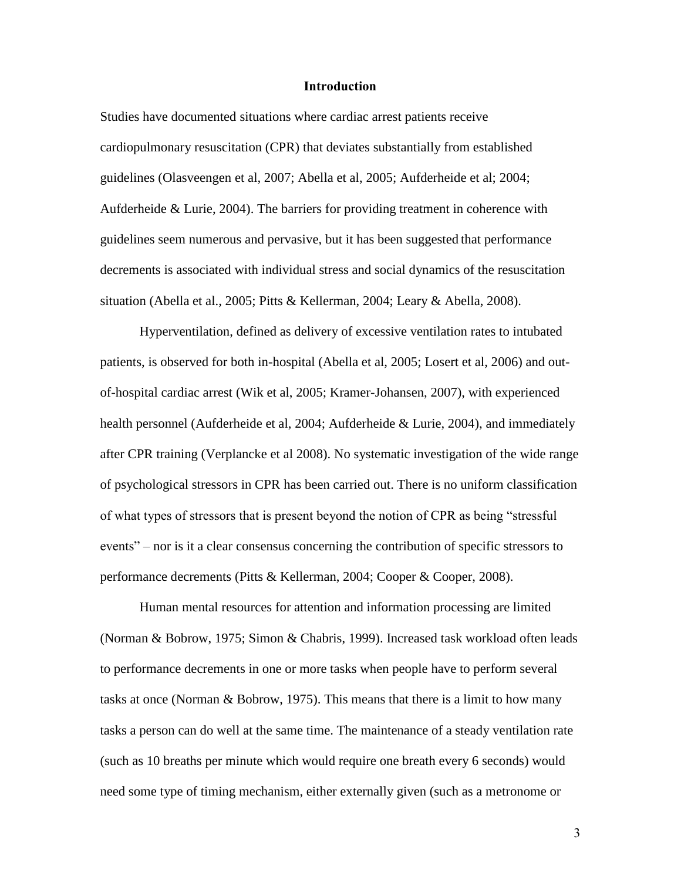## Introduction

Studies have documented situations where cardiac arrest patients receive cardiopulmonary resuscitation (CPR) that deviates substantially from established guidelines (Olasveengen et al, 2007; Abella et al, 2005; Aufderheide et al; 2004; Aufderheide & Lurie, 2004). The barriers for providing treatment in coherence with guidelines seem numerous and pervasive, but it has been suggested that performance decrements is associated with individual stress and social dynamics of the resuscitation situation (Abella et al., 2005; Pitts & Kellerman, 2004; Leary & Abella, 2008).

Hyperventilation, defined as delivery of excessive ventilation rates to intubated patients, is observed for both in-hospital (Abella et al, 2005; Losert et al, 2006) and out-of-hospital cardiac arrest (Wik et al, 2005; Kramer-Johansen, 2007), with experienced health personnel (Aufderheide et al, 2004; Aufderheide & Lurie, 2004), and immediately after CPR training (Verplancke et al 2008). No systematic investigation of the wide range of psychological stressors in CPR has been carried out. There is no uniform classification of what types of stressors that is present beyond the notion of CPR as being "stressful events" – nor is it a clear consensus concerning the contribution of specific stressors to performance decrements (Pitts & Kellerman, 2004; Cooper & Cooper, 2008).

Human mental resources for attention and information processing are limited (Norman & Bobrow, 1975; Simon & Chabris, 1999). Increased task workload often leads to performance decrements in one or more tasks when people have to perform several tasks at once (Norman & Bobrow, 1975). This means that there is a limit to how many tasks a person can do well at the same time. The maintenance of a steady ventilation rate (such as 10 breaths per minute which would require one breath every 6 seconds) would need some type of timing mechanism, either externally given (such as a metronome or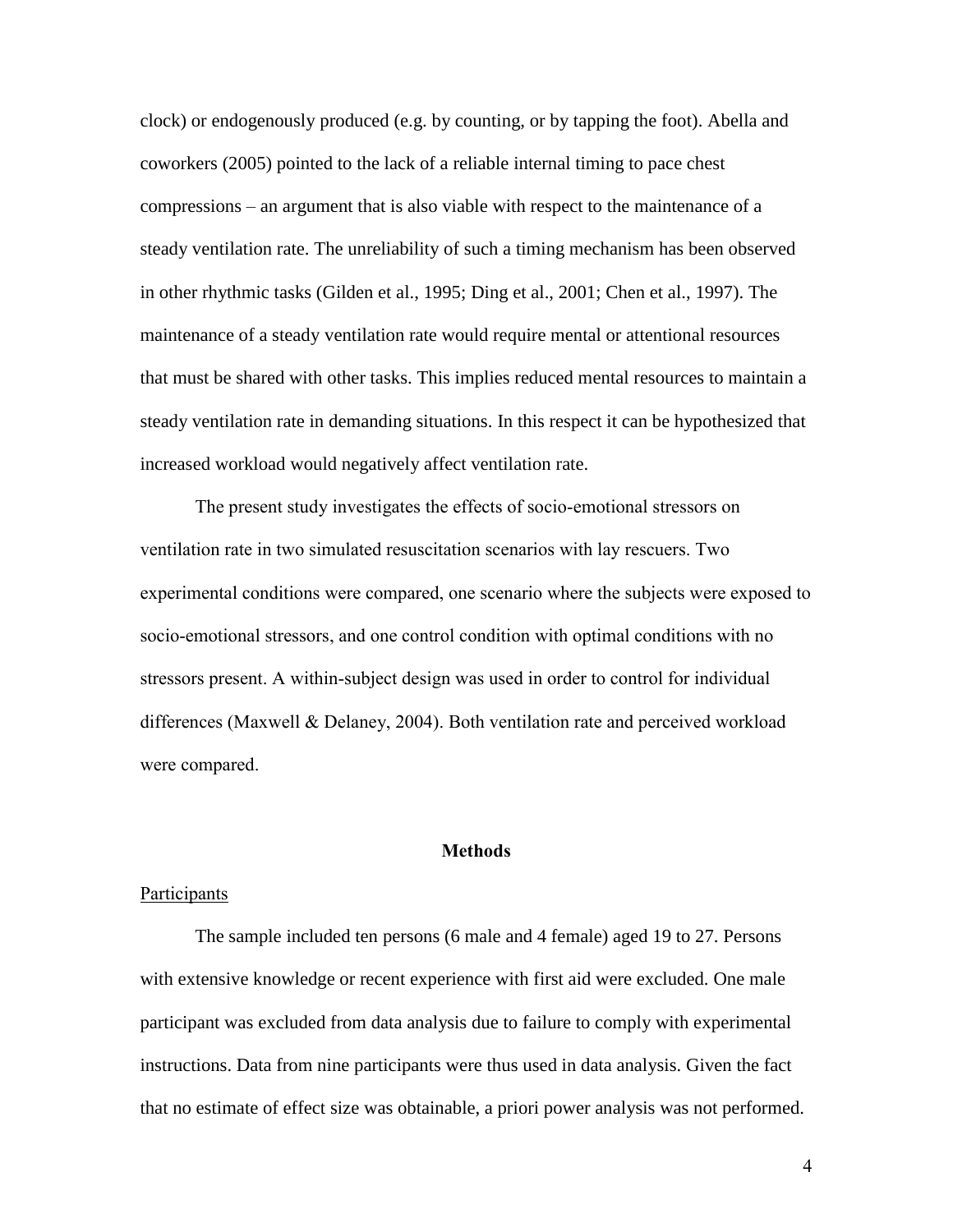clock) or endogenously produced (e.g. by counting, or by tapping the foot). Abella and coworkers (2005) pointed to the lack of a reliable internal timing to pace chest compressions – an argument that is also viable with respect to the maintenance of a steady ventilation rate. The unreliability of such a timing mechanism has been observed in other rhythmic tasks (Gilden et al., 1995; Ding et al., 2001; Chen et al., 1997). The maintenance of a steady ventilation rate would require mental or attentional resources that must be shared with other tasks. This implies reduced mental resources to maintain a steady ventilation rate in demanding situations. In this respect it can be hypothesized that increased workload would negatively affect ventilation rate.

The present study investigates the effects of socio-emotional stressors on ventilation rate in two simulated resuscitation scenarios with lay rescuers. Two experimental conditions were compared, one scenario where the subjects were exposed to socio-emotional stressors, and one control condition with optimal conditions with no stressors present. A within-subject design was used in order to control for individual differences (Maxwell & Delaney, 2004). Both ventilation rate and perceived workload were compared.

## Methods

### Participants

The sample included ten persons (6 male and 4 female) aged 19 to 27. Persons with extensive knowledge or recent experience with first aid were excluded. One male participant was excluded from data analysis due to failure to comply with experimental instructions. Data from nine participants were thus used in data analysis. Given the fact that no estimate of effect size was obtainable, a priori power analysis was not performed.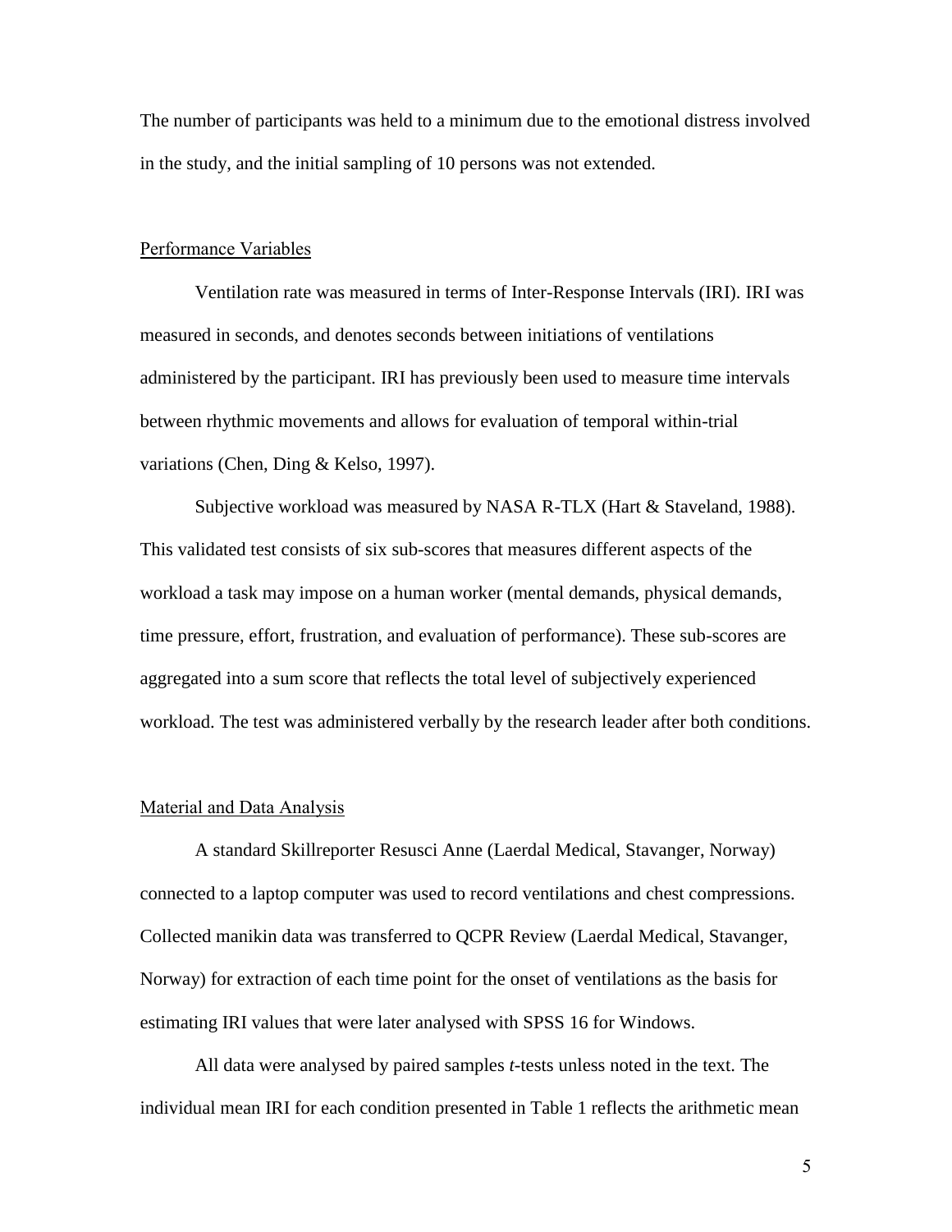The number of participants was held to a minimum due to the emotional distress involved in the study, and the initial sampling of 10 persons was not extended.

### Performance Variables

Ventilation rate was measured in terms of Inter-Response Intervals (IRI). IRI was measured in seconds, and denotes seconds between initiations of ventilations administered by the participant. IRI has previously been used to measure time intervals between rhythmic movements and allows for evaluation of temporal within-trial variations (Chen, Ding & Kelso, 1997).

Subjective workload was measured by NASA R-TLX (Hart & Staveland, 1988). This validated test consists of six sub-scores that measures different aspects of the workload a task may impose on a human worker (mental demands, physical demands, time pressure, effort, frustration, and evaluation of performance). These sub-scores are aggregated into a sum score that reflects the total level of subjectively experienced workload. The test was administered verbally by the research leader after both conditions.

### Material and Data Analysis

A standard Skillreporter Resusci Anne (Laerdal Medical, Stavanger, Norway) connected to a laptop computer was used to record ventilations and chest compressions. Collected manikin data was transferred to QCPR Review (Laerdal Medical, Stavanger, Norway) for extraction of each time point for the onset of ventilations as the basis for estimating IRI values that were later analysed with SPSS 16 for Windows.

All data were analysed by paired samples *t*-tests unless noted in the text. The individual mean IRI for each condition presented in Table 1 reflects the arithmetic mean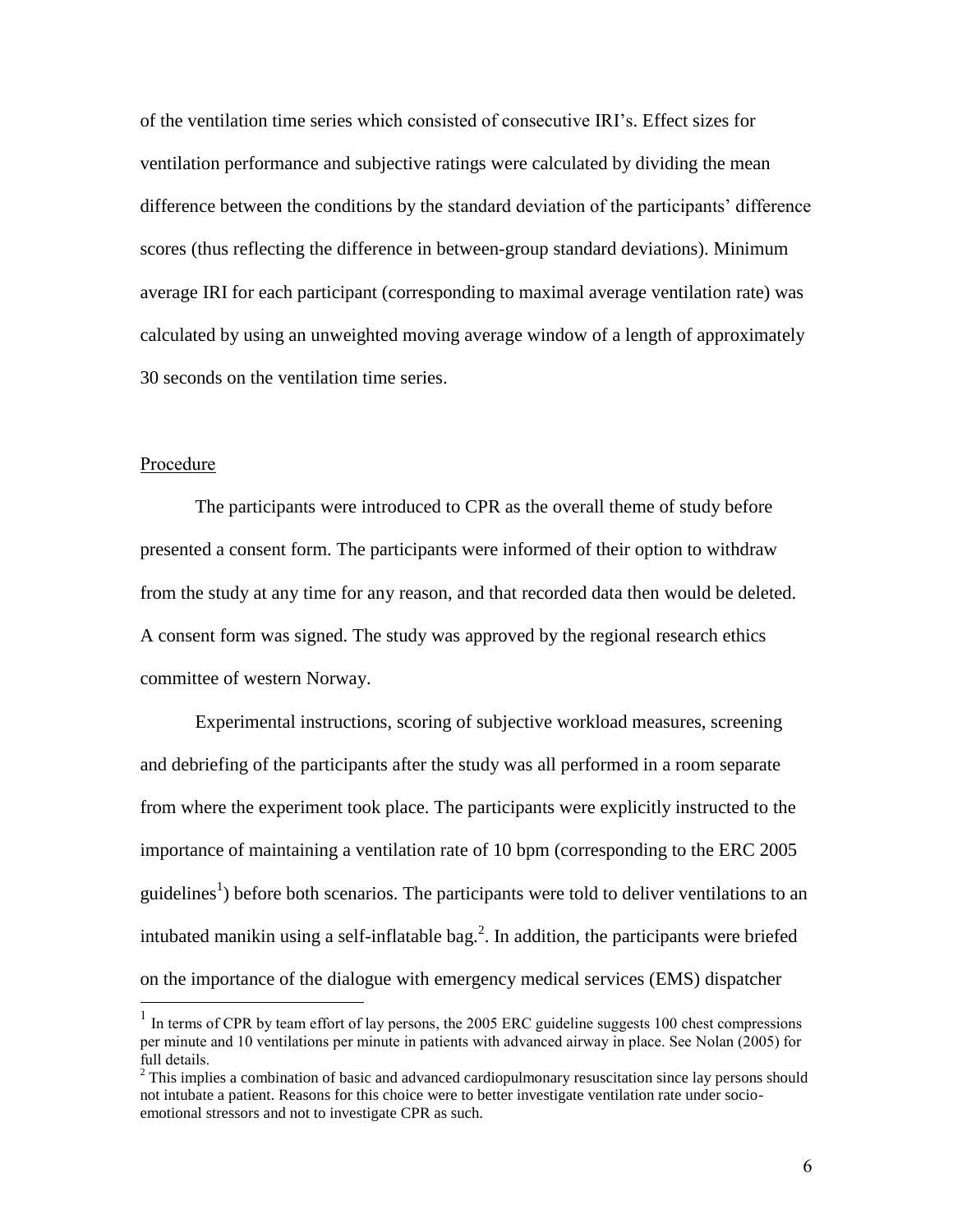of the ventilation time series which consisted of consecutive IRI's. Effect sizes for ventilation performance and subjective ratings were calculated by dividing the mean difference between the conditions by the standard deviation of the participants' difference scores (thus reflecting the difference in between-group standard deviations). Minimum average IRI for each participant (corresponding to maximal average ventilation rate) was calculated by using an unweighted moving average window of a length of approximately 30 seconds on the ventilation time series.

## Procedure

The participants were introduced to CPR as the overall theme of study before presented a consent form. The participants were informed of their option to withdraw from the study at any time for any reason, and that recorded data then would be deleted. A consent form was signed. The study was approved by the regional research ethics committee of western Norway.

Experimental instructions, scoring of subjective workload measures, screening and debriefing of the participants after the study was all performed in a room separate from where the experiment took place. The participants were explicitly instructed to the importance of maintaining a ventilation rate of 10 bpm (corresponding to the ERC 2005 guidelines[1]) before both scenarios. The participants were told to deliver ventilations to an intubated manikin using a self-inflatable bag.[2]. In addition, the participants were briefed on the importance of the dialogue with emergency medical services (EMS) dispatcher

---

[1] In terms of CPR by team effort of lay persons, the 2005 ERC guideline suggests 100 chest compressions per minute and 10 ventilations per minute in patients with advanced airway in place. See Nolan (2005) for full details.

[2] This implies a combination of basic and advanced cardiopulmonary resuscitation since lay persons should not intubate a patient. Reasons for this choice were to better investigate ventilation rate under socio-emotional stressors and not to investigate CPR as such.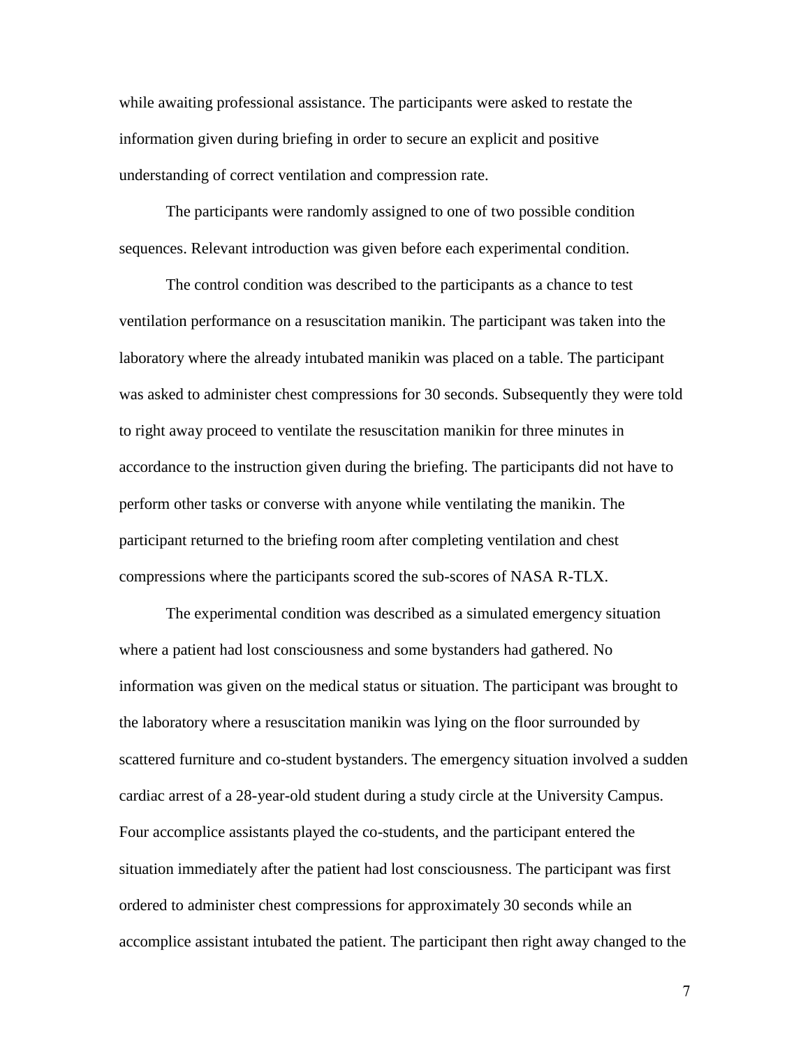while awaiting professional assistance. The participants were asked to restate the information given during briefing in order to secure an explicit and positive understanding of correct ventilation and compression rate.

The participants were randomly assigned to one of two possible condition sequences. Relevant introduction was given before each experimental condition.

The control condition was described to the participants as a chance to test ventilation performance on a resuscitation manikin. The participant was taken into the laboratory where the already intubated manikin was placed on a table. The participant was asked to administer chest compressions for 30 seconds. Subsequently they were told to right away proceed to ventilate the resuscitation manikin for three minutes in accordance to the instruction given during the briefing. The participants did not have to perform other tasks or converse with anyone while ventilating the manikin. The participant returned to the briefing room after completing ventilation and chest compressions where the participants scored the sub-scores of NASA R-TLX.

The experimental condition was described as a simulated emergency situation where a patient had lost consciousness and some bystanders had gathered. No information was given on the medical status or situation. The participant was brought to the laboratory where a resuscitation manikin was lying on the floor surrounded by scattered furniture and co-student bystanders. The emergency situation involved a sudden cardiac arrest of a 28-year-old student during a study circle at the University Campus. Four accomplice assistants played the co-students, and the participant entered the situation immediately after the patient had lost consciousness. The participant was first ordered to administer chest compressions for approximately 30 seconds while an accomplice assistant intubated the patient. The participant then right away changed to the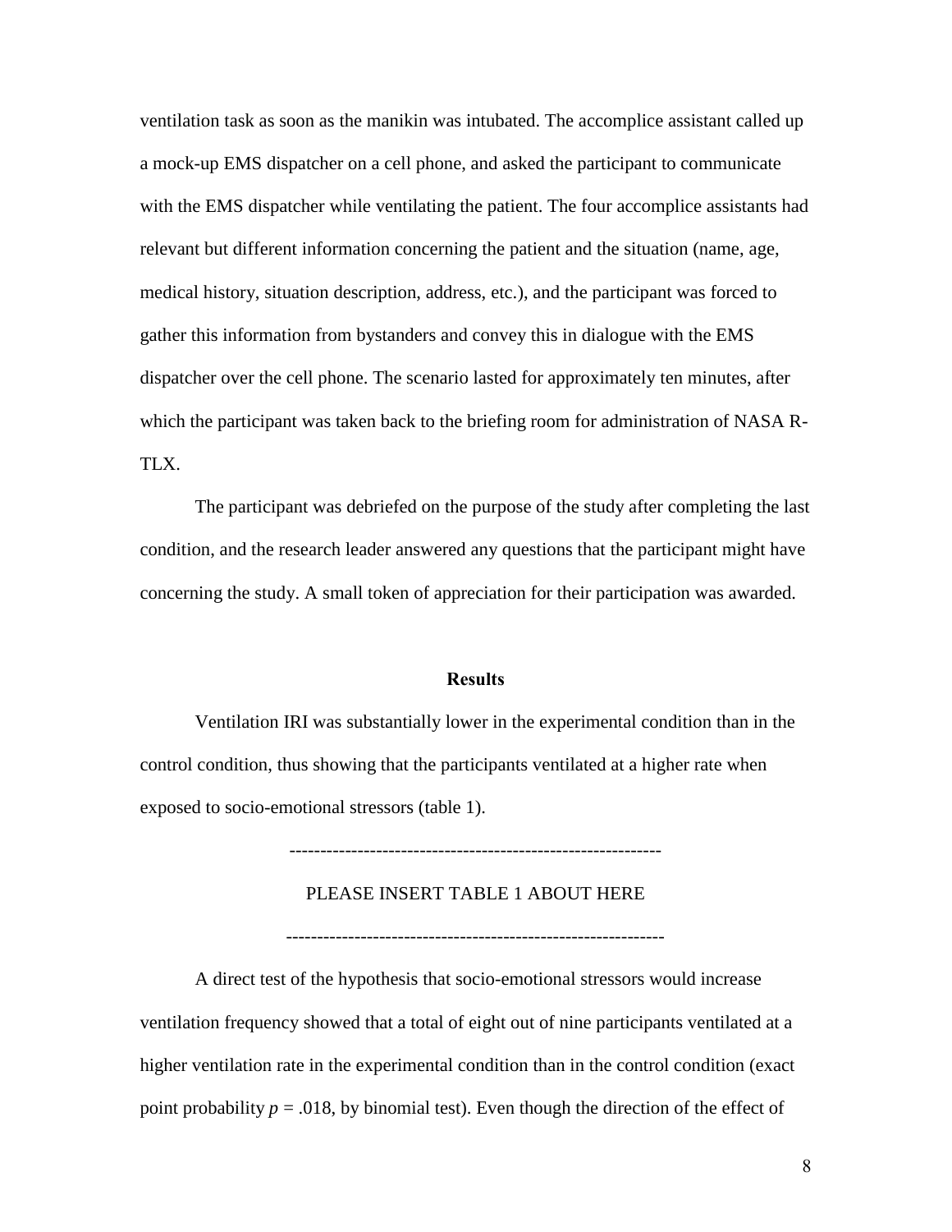ventilation task as soon as the manikin was intubated. The accomplice assistant called up a mock-up EMS dispatcher on a cell phone, and asked the participant to communicate with the EMS dispatcher while ventilating the patient. The four accomplice assistants had relevant but different information concerning the patient and the situation (name, age, medical history, situation description, address, etc.), and the participant was forced to gather this information from bystanders and convey this in dialogue with the EMS dispatcher over the cell phone. The scenario lasted for approximately ten minutes, after which the participant was taken back to the briefing room for administration of NASA R-TLX.

The participant was debriefed on the purpose of the study after completing the last condition, and the research leader answered any questions that the participant might have concerning the study. A small token of appreciation for their participation was awarded.

## Results

Ventilation IRI was substantially lower in the experimental condition than in the control condition, thus showing that the participants ventilated at a higher rate when exposed to socio-emotional stressors (table 1).

------------------------------------------------------------

PLEASE INSERT TABLE 1 ABOUT HERE

------------------------------------------------------------

A direct test of the hypothesis that socio-emotional stressors would increase ventilation frequency showed that a total of eight out of nine participants ventilated at a higher ventilation rate in the experimental condition than in the control condition (exact point probability $p = .018$, by binomial test). Even though the direction of the effect of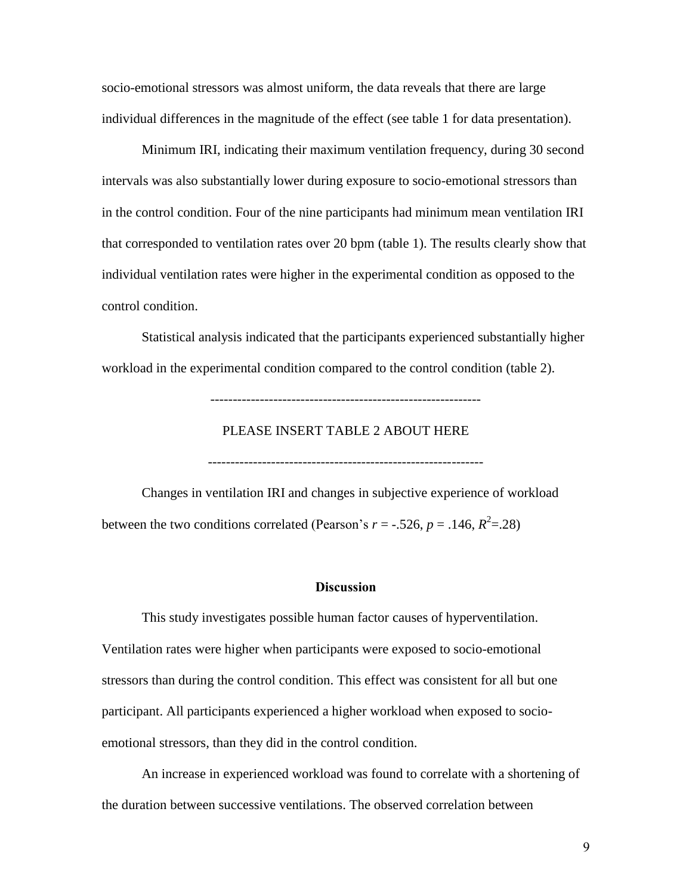socio-emotional stressors was almost uniform, the data reveals that there are large individual differences in the magnitude of the effect (see table 1 for data presentation).

Minimum IRI, indicating their maximum ventilation frequency, during 30 second intervals was also substantially lower during exposure to socio-emotional stressors than in the control condition. Four of the nine participants had minimum mean ventilation IRI that corresponded to ventilation rates over 20 bpm (table 1). The results clearly show that individual ventilation rates were higher in the experimental condition as opposed to the control condition.

Statistical analysis indicated that the participants experienced substantially higher workload in the experimental condition compared to the control condition (table 2).

------------------------------------------------------------

PLEASE INSERT TABLE 2 ABOUT HERE

-------------------------------------------------------------

Changes in ventilation IRI and changes in subjective experience of workload between the two conditions correlated (Pearson's $r$ = -.526, $p$ = .146, $R^2$=.28)

## Discussion

This study investigates possible human factor causes of hyperventilation. Ventilation rates were higher when participants were exposed to socio-emotional stressors than during the control condition. This effect was consistent for all but one participant. All participants experienced a higher workload when exposed to socio-emotional stressors, than they did in the control condition.

An increase in experienced workload was found to correlate with a shortening of the duration between successive ventilations. The observed correlation between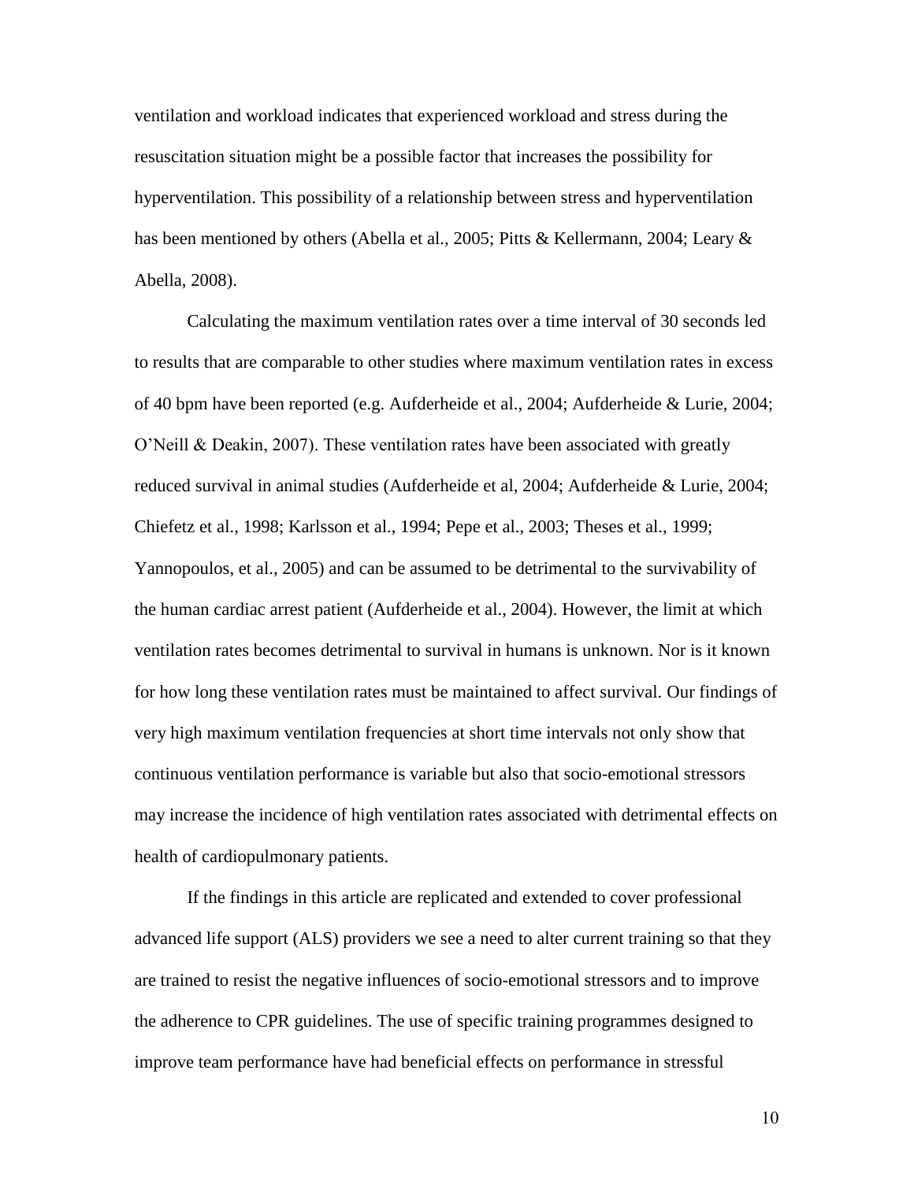ventilation and workload indicates that experienced workload and stress during the resuscitation situation might be a possible factor that increases the possibility for hyperventilation. This possibility of a relationship between stress and hyperventilation has been mentioned by others (Abella et al., 2005; Pitts & Kellermann, 2004; Leary & Abella, 2008).

Calculating the maximum ventilation rates over a time interval of 30 seconds led to results that are comparable to other studies where maximum ventilation rates in excess of 40 bpm have been reported (e.g. Aufderheide et al., 2004; Aufderheide & Lurie, 2004; O'Neill & Deakin, 2007). These ventilation rates have been associated with greatly reduced survival in animal studies (Aufderheide et al, 2004; Aufderheide & Lurie, 2004; Chiefetz et al., 1998; Karlsson et al., 1994; Pepe et al., 2003; Theses et al., 1999; Yannopoulos, et al., 2005) and can be assumed to be detrimental to the survivability of the human cardiac arrest patient (Aufderheide et al., 2004). However, the limit at which ventilation rates becomes detrimental to survival in humans is unknown. Nor is it known for how long these ventilation rates must be maintained to affect survival. Our findings of very high maximum ventilation frequencies at short time intervals not only show that continuous ventilation performance is variable but also that socio-emotional stressors may increase the incidence of high ventilation rates associated with detrimental effects on health of cardiopulmonary patients.

If the findings in this article are replicated and extended to cover professional advanced life support (ALS) providers we see a need to alter current training so that they are trained to resist the negative influences of socio-emotional stressors and to improve the adherence to CPR guidelines. The use of specific training programmes designed to improve team performance have had beneficial effects on performance in stressful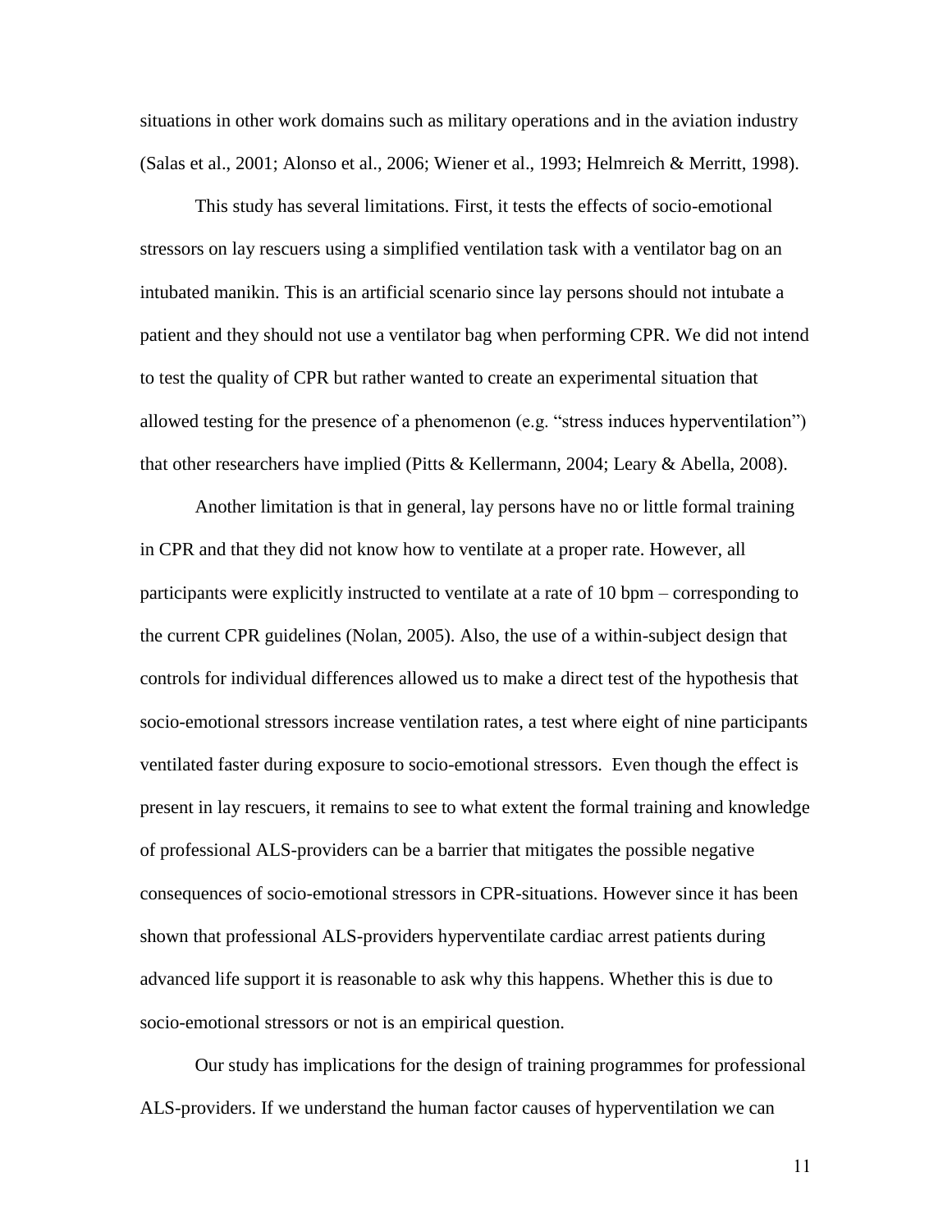situations in other work domains such as military operations and in the aviation industry (Salas et al., 2001; Alonso et al., 2006; Wiener et al., 1993; Helmreich & Merritt, 1998).

This study has several limitations. First, it tests the effects of socio-emotional stressors on lay rescuers using a simplified ventilation task with a ventilator bag on an intubated manikin. This is an artificial scenario since lay persons should not intubate a patient and they should not use a ventilator bag when performing CPR. We did not intend to test the quality of CPR but rather wanted to create an experimental situation that allowed testing for the presence of a phenomenon (e.g. "stress induces hyperventilation") that other researchers have implied (Pitts & Kellermann, 2004; Leary & Abella, 2008).

Another limitation is that in general, lay persons have no or little formal training in CPR and that they did not know how to ventilate at a proper rate. However, all participants were explicitly instructed to ventilate at a rate of 10 bpm – corresponding to the current CPR guidelines (Nolan, 2005). Also, the use of a within-subject design that controls for individual differences allowed us to make a direct test of the hypothesis that socio-emotional stressors increase ventilation rates, a test where eight of nine participants ventilated faster during exposure to socio-emotional stressors. Even though the effect is present in lay rescuers, it remains to see to what extent the formal training and knowledge of professional ALS-providers can be a barrier that mitigates the possible negative consequences of socio-emotional stressors in CPR-situations. However since it has been shown that professional ALS-providers hyperventilate cardiac arrest patients during advanced life support it is reasonable to ask why this happens. Whether this is due to socio-emotional stressors or not is an empirical question.

Our study has implications for the design of training programmes for professional ALS-providers. If we understand the human factor causes of hyperventilation we can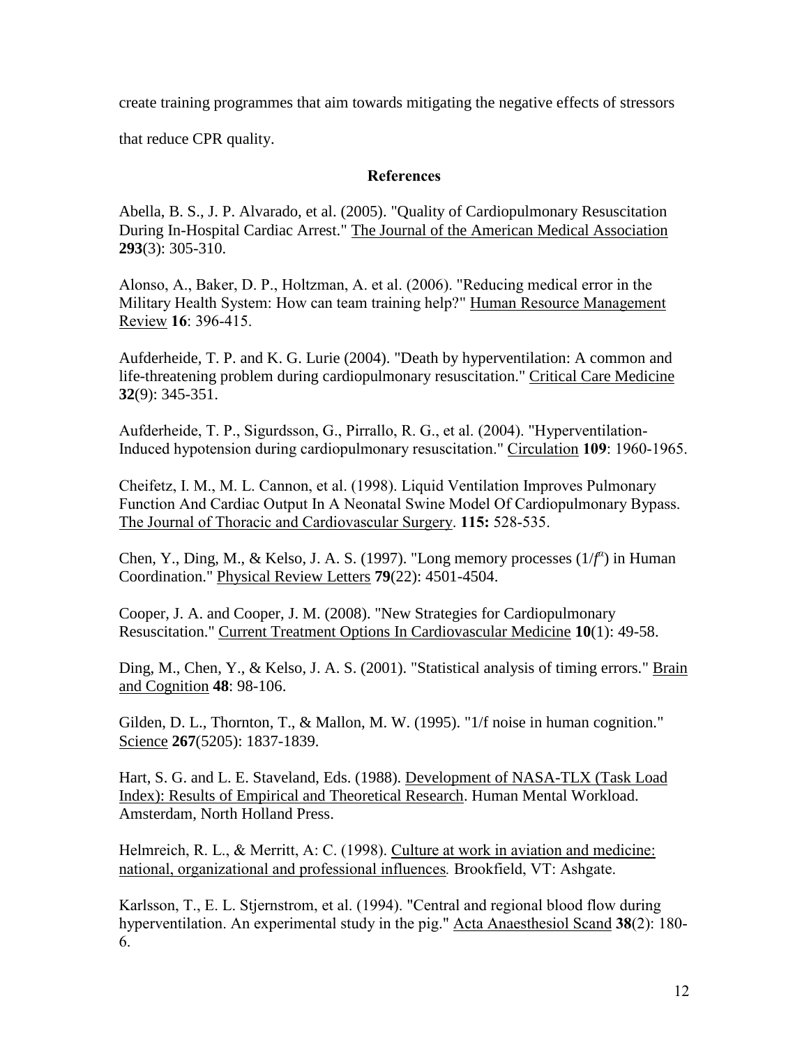create training programmes that aim towards mitigating the negative effects of stressors that reduce CPR quality.

## References

Abella, B. S., J. P. Alvarado, et al. (2005). "Quality of Cardiopulmonary Resuscitation During In-Hospital Cardiac Arrest." The Journal of the American Medical Association **293**(3): 305-310.

Alonso, A., Baker, D. P., Holtzman, A. et al. (2006). "Reducing medical error in the Military Health System: How can team training help?" Human Resource Management Review **16**: 396-415.

Aufderheide, T. P. and K. G. Lurie (2004). "Death by hyperventilation: A common and life-threatening problem during cardiopulmonary resuscitation." Critical Care Medicine **32**(9): 345-351.

Aufderheide, T. P., Sigurdsson, G., Pirrallo, R. G., et al. (2004). "Hyperventilation-Induced hypotension during cardiopulmonary resuscitation." Circulation **109**: 1960-1965.

Cheifetz, I. M., M. L. Cannon, et al. (1998). Liquid Ventilation Improves Pulmonary Function And Cardiac Output In A Neonatal Swine Model Of Cardiopulmonary Bypass. The Journal of Thoracic and Cardiovascular Surgery. **115:** 528-535.

Chen, Y., Ding, M., & Kelso, J. A. S. (1997). "Long memory processes ($1/f^{\alpha}$) in Human Coordination." Physical Review Letters **79**(22): 4501-4504.

Cooper, J. A. and Cooper, J. M. (2008). "New Strategies for Cardiopulmonary Resuscitation." Current Treatment Options In Cardiovascular Medicine **10**(1): 49-58.

Ding, M., Chen, Y., & Kelso, J. A. S. (2001). "Statistical analysis of timing errors." Brain and Cognition **48**: 98-106.

Gilden, D. L., Thornton, T., & Mallon, M. W. (1995). "1/f noise in human cognition." Science **267**(5205): 1837-1839.

Hart, S. G. and L. E. Staveland, Eds. (1988). Development of NASA-TLX (Task Load Index): Results of Empirical and Theoretical Research. Human Mental Workload. Amsterdam, North Holland Press.

Helmreich, R. L., & Merritt, A: C. (1998). Culture at work in aviation and medicine: national, organizational and professional influences*.* Brookfield, VT: Ashgate.

Karlsson, T., E. L. Stjernstrom, et al. (1994). "Central and regional blood flow during hyperventilation. An experimental study in the pig." Acta Anaesthesiol Scand **38**(2): 180-6.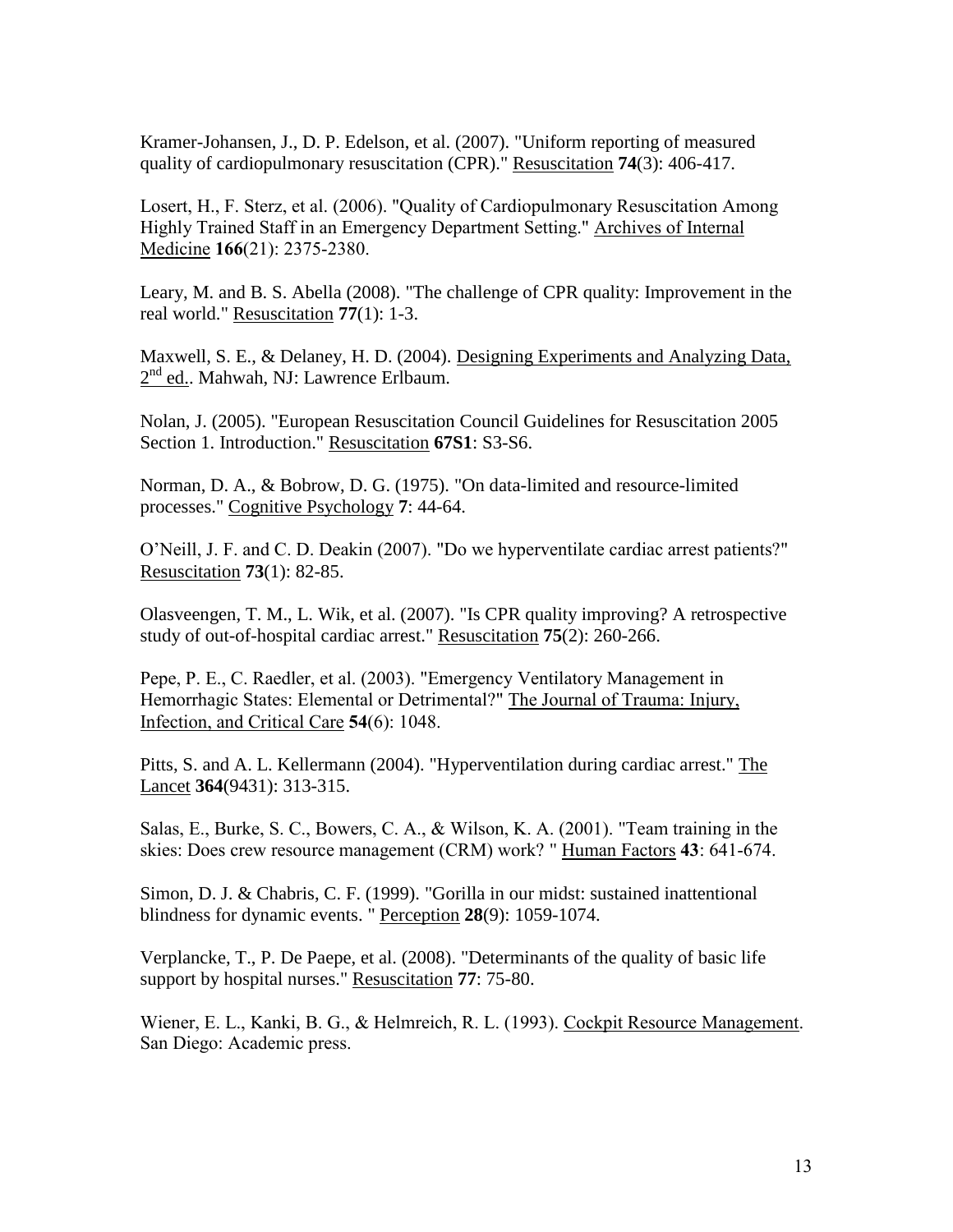Kramer-Johansen, J., D. P. Edelson, et al. (2007). "Uniform reporting of measured quality of cardiopulmonary resuscitation (CPR)." Resuscitation **74**(3): 406-417.

Losert, H., F. Sterz, et al. (2006). "Quality of Cardiopulmonary Resuscitation Among Highly Trained Staff in an Emergency Department Setting." Archives of Internal Medicine **166**(21): 2375-2380.

Leary, M. and B. S. Abella (2008). "The challenge of CPR quality: Improvement in the real world." Resuscitation **77**(1): 1-3.

Maxwell, S. E., & Delaney, H. D. (2004). Designing Experiments and Analyzing Data, 2nd ed.. Mahwah, NJ: Lawrence Erlbaum.

Nolan, J. (2005). "European Resuscitation Council Guidelines for Resuscitation 2005 Section 1. Introduction." Resuscitation **67S1**: S3-S6.

Norman, D. A., & Bobrow, D. G. (1975). "On data-limited and resource-limited processes." Cognitive Psychology **7**: 44-64.

O'Neill, J. F. and C. D. Deakin (2007). "Do we hyperventilate cardiac arrest patients?" Resuscitation **73**(1): 82-85.

Olasveengen, T. M., L. Wik, et al. (2007). "Is CPR quality improving? A retrospective study of out-of-hospital cardiac arrest." Resuscitation **75**(2): 260-266.

Pepe, P. E., C. Raedler, et al. (2003). "Emergency Ventilatory Management in Hemorrhagic States: Elemental or Detrimental?" The Journal of Trauma: Injury, Infection, and Critical Care **54**(6): 1048.

Pitts, S. and A. L. Kellermann (2004). "Hyperventilation during cardiac arrest." The Lancet **364**(9431): 313-315.

Salas, E., Burke, S. C., Bowers, C. A., & Wilson, K. A. (2001). "Team training in the skies: Does crew resource management (CRM) work? " Human Factors **43**: 641-674.

Simon, D. J. & Chabris, C. F. (1999). "Gorilla in our midst: sustained inattentional blindness for dynamic events. " Perception **28**(9): 1059-1074.

Verplancke, T., P. De Paepe, et al. (2008). "Determinants of the quality of basic life support by hospital nurses." Resuscitation **77**: 75-80.

Wiener, E. L., Kanki, B. G., & Helmreich, R. L. (1993). Cockpit Resource Management. San Diego: Academic press.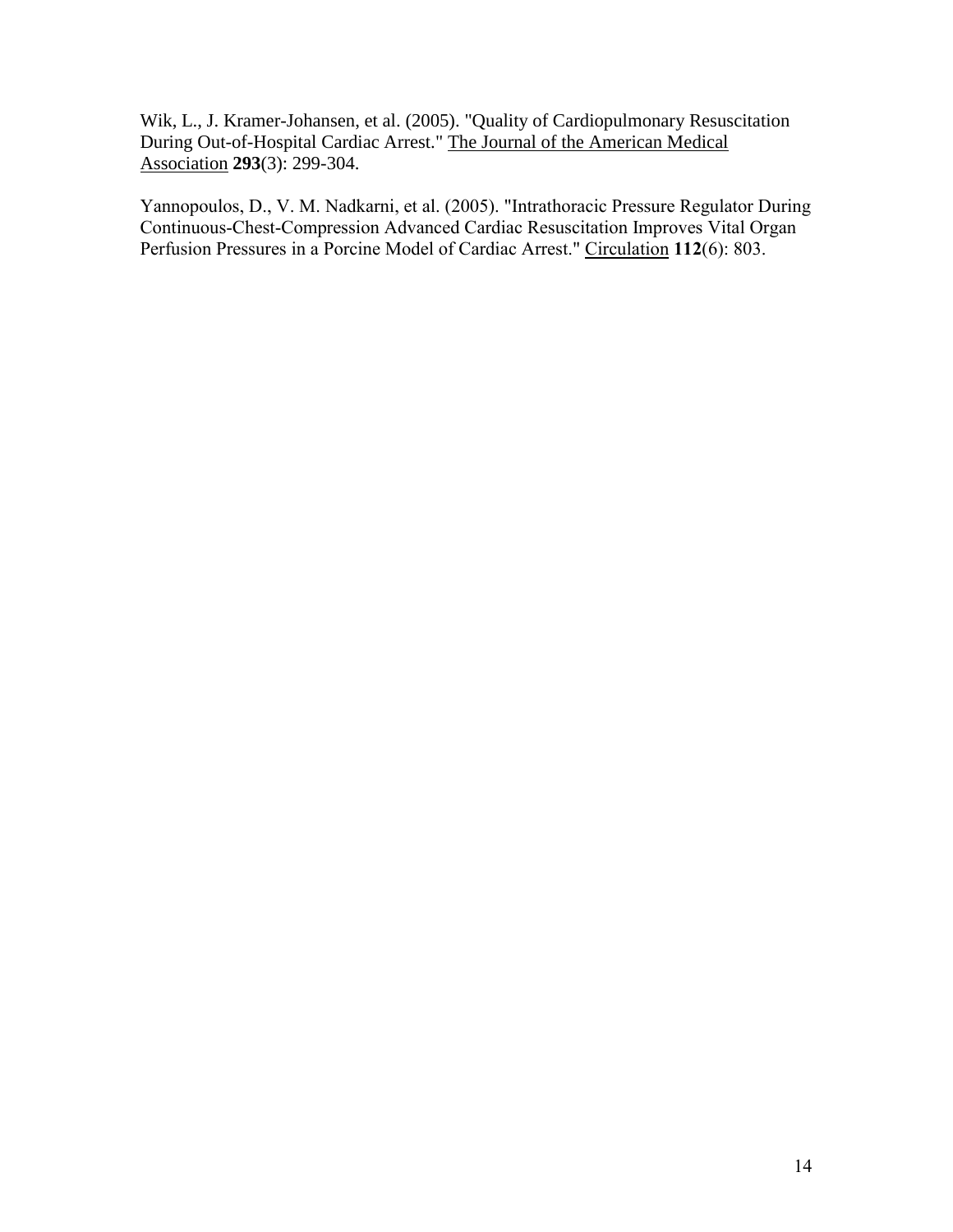Wik, L., J. Kramer-Johansen, et al. (2005). "Quality of Cardiopulmonary Resuscitation During Out-of-Hospital Cardiac Arrest." The Journal of the American Medical Association **293**(3): 299-304.

Yannopoulos, D., V. M. Nadkarni, et al. (2005). "Intrathoracic Pressure Regulator During Continuous-Chest-Compression Advanced Cardiac Resuscitation Improves Vital Organ Perfusion Pressures in a Porcine Model of Cardiac Arrest." Circulation **112**(6): 803.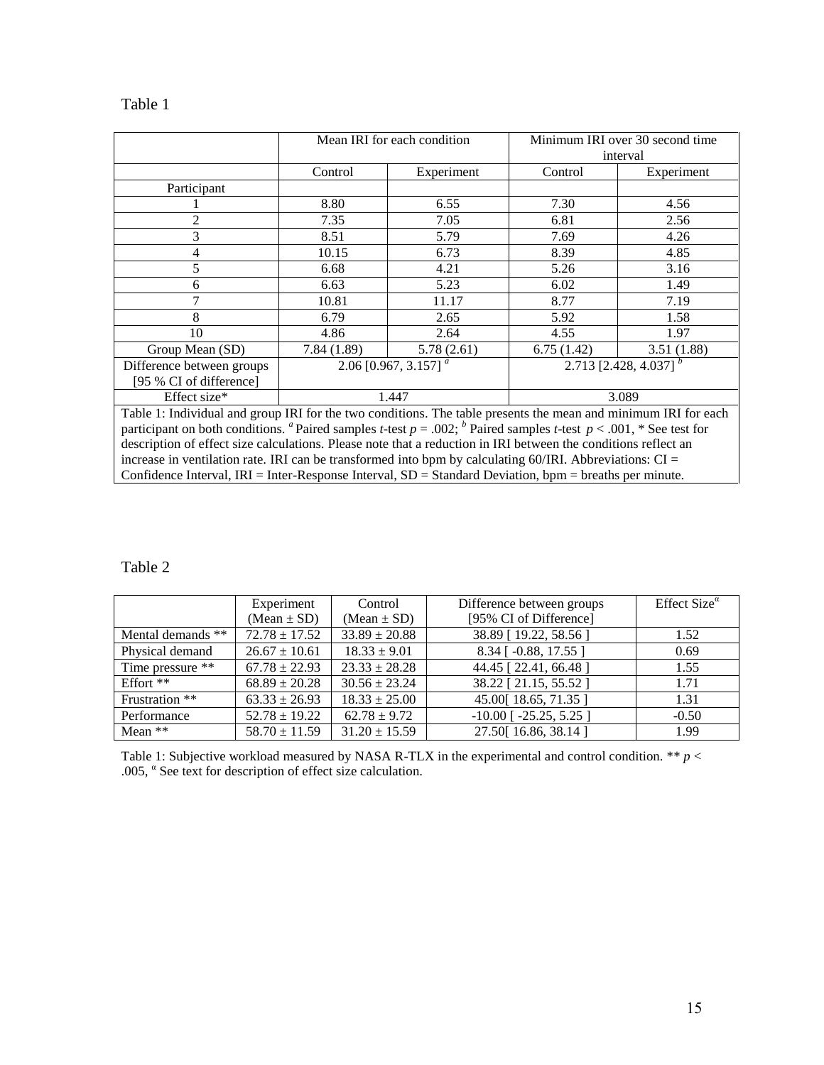Table 1

| | Mean IRI for each condition | | Minimum IRI over 30 second time interval | |
|---|---|---|---|---|
| | Control | Experiment | Control | Experiment |
| Participant | | | | |
| 1 | 8.80 | 6.55 | 7.30 | 4.56 |
| 2 | 7.35 | 7.05 | 6.81 | 2.56 |
| 3 | 8.51 | 5.79 | 7.69 | 4.26 |
| 4 | 10.15 | 6.73 | 8.39 | 4.85 |
| 5 | 6.68 | 4.21 | 5.26 | 3.16 |
| 6 | 6.63 | 5.23 | 6.02 | 1.49 |
| 7 | 10.81 | 11.17 | 8.77 | 7.19 |
| 8 | 6.79 | 2.65 | 5.92 | 1.58 |
| 10 | 4.86 | 2.64 | 4.55 | 1.97 |
| Group Mean (SD) | 7.84 (1.89) | 5.78 (2.61) | 6.75 (1.42) | 3.51 (1.88) |
| Difference between groups [95 % CI of difference] | 2.06 [0.967, 3.157] [a] | | 2.713 [2.428, 4.037] [b] | |
| Effect size* | 1.447 | | 3.089 | |

Table 1: Individual and group IRI for the two conditions. The table presents the mean and minimum IRI for each participant on both conditions. [a] Paired samples *t*-test $p = .002$; [b] Paired samples *t*-test $p < .001$, * See test for description of effect size calculations. Please note that a reduction in IRI between the conditions reflect an increase in ventilation rate. IRI can be transformed into bpm by calculating 60/IRI. Abbreviations: CI = Confidence Interval, IRI = Inter-Response Interval, SD = Standard Deviation, bpm = breaths per minute.

Table 2

| | Experiment (Mean ± SD) | Control (Mean ± SD) | Difference between groups [95% CI of Difference] | Effect Size[α] |
|---|---|---|---|---|
| Mental demands ** | 72.78 ± 17.52 | 33.89 ± 20.88 | 38.89 [ 19.22, 58.56 ] | 1.52 |
| Physical demand | 26.67 ± 10.61 | 18.33 ± 9.01 | 8.34 [ -0.88, 17.55 ] | 0.69 |
| Time pressure ** | 67.78 ± 22.93 | 23.33 ± 28.28 | 44.45 [ 22.41, 66.48 ] | 1.55 |
| Effort ** | 68.89 ± 20.28 | 30.56 ± 23.24 | 38.22 [ 21.15, 55.52 ] | 1.71 |
| Frustration ** | 63.33 ± 26.93 | 18.33 ± 25.00 | 45.00[ 18.65, 71.35 ] | 1.31 |
| Performance | 52.78 ± 19.22 | 62.78 ± 9.72 | -10.00 [ -25.25, 5.25 ] | -0.50 |
| Mean ** | 58.70 ± 11.59 | 31.20 ± 15.59 | 27.50[ 16.86, 38.14 ] | 1.99 |

Table 1: Subjective workload measured by NASA R-TLX in the experimental and control condition. ** $p < .005$, [α] See text for description of effect size calculation.